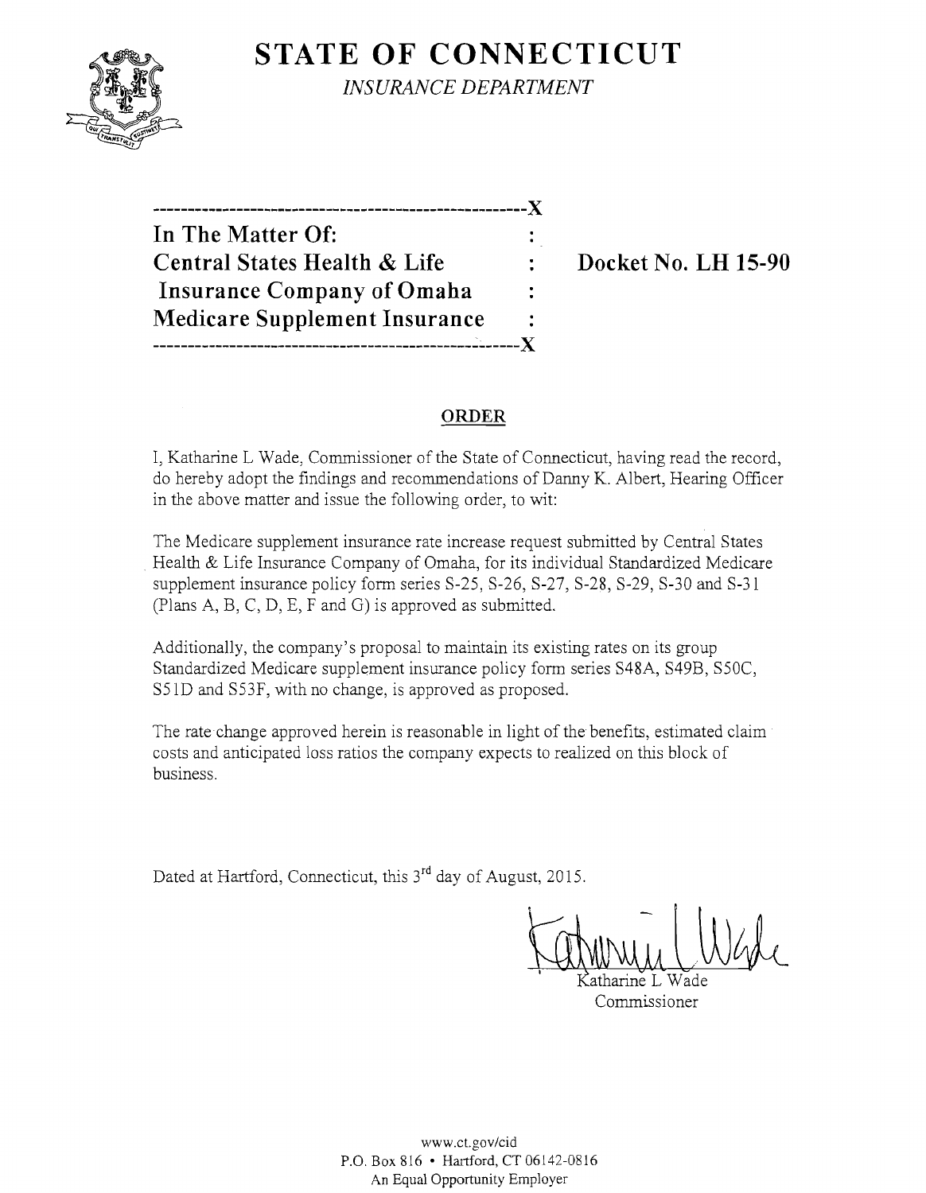# STATE OF CONNECTICUT

*INSURANCE DEPARTMENT*

---

**In The Matter Of:**
**Central States Health & Life Insurance Company of Omaha Medicare Supplement Insurance**

**Docket No. LH 15-90**

---

## ORDER

I, Katharine L Wade, Commissioner of the State of Connecticut, having read the record, do hereby adopt the findings and recommendations of Danny K. Albert, Hearing Officer in the above matter and issue the following order, to wit:

The Medicare supplement insurance rate increase request submitted by Central States Health & Life Insurance Company of Omaha, for its individual Standardized Medicare supplement insurance policy form series S-25, S-26, S-27, S-28, S-29, S-30 and S-31 (Plans A, B, C, D, E, F and G) is approved as submitted.

Additionally, the company's proposal to maintain its existing rates on its group Standardized Medicare supplement insurance policy form series S48A, S49B, S50C, S51D and S53F, with no change, is approved as proposed.

The rate change approved herein is reasonable in light of the benefits, estimated claim costs and anticipated loss ratios the company expects to realized on this block of business.

Dated at Hartford, Connecticut, this 3rd day of August, 2015.

Katharine L Wade
Commissioner

www.ct.gov/cid
P.O. Box 816 • Hartford, CT 06142-0816
An Equal Opportunity Employer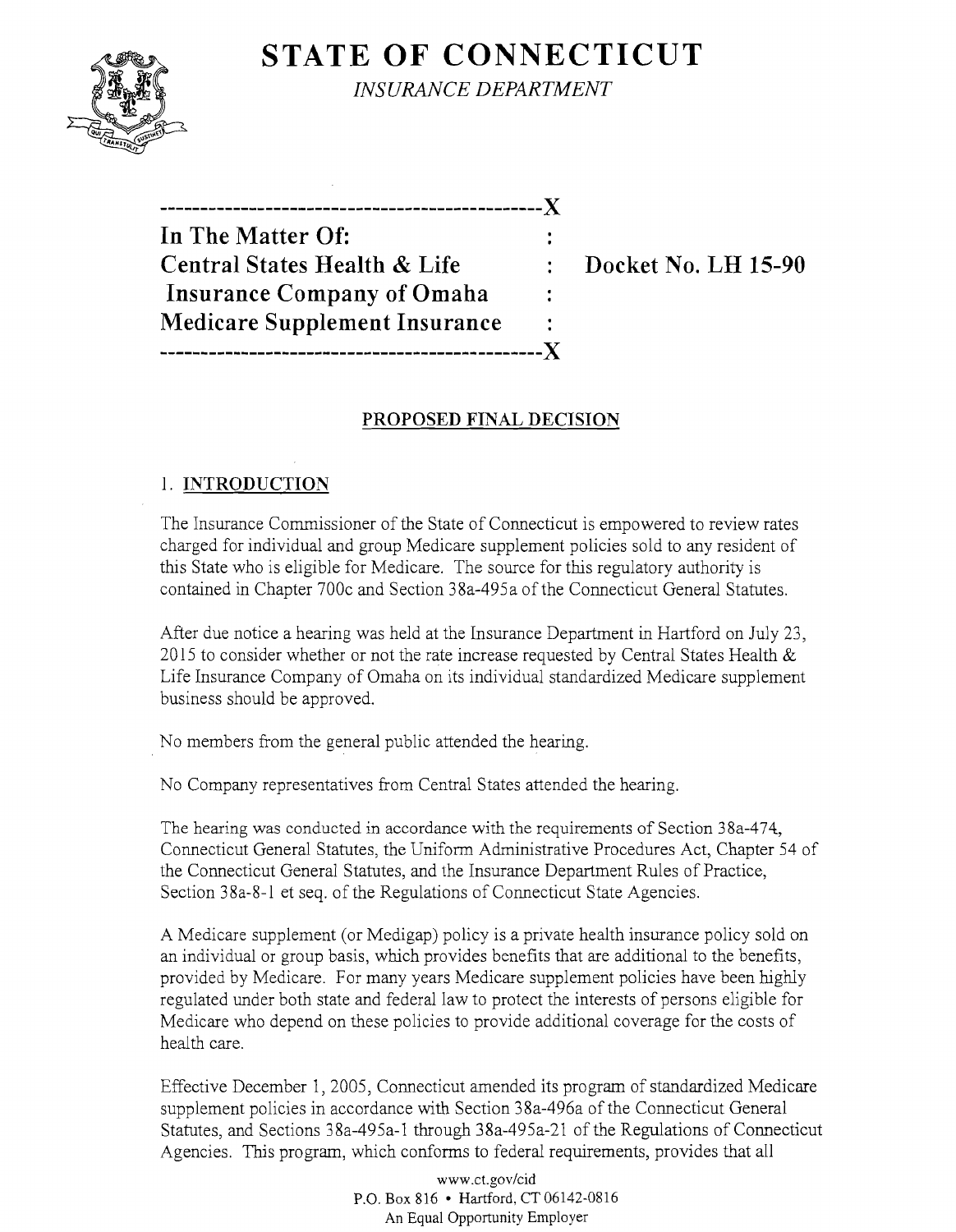# STATE OF CONNECTICUT

*INSURANCE DEPARTMENT*

| | | |
|---|---|---|
| **In The Matter Of:** | : | |
| **Central States Health & Life** | : | **Docket No. LH 15-90** |
| **Insurance Company of Omaha** | : | |
| **Medicare Supplement Insurance** | : | |

## PROPOSED FINAL DECISION

### 1. INTRODUCTION

The Insurance Commissioner of the State of Connecticut is empowered to review rates charged for individual and group Medicare supplement policies sold to any resident of this State who is eligible for Medicare. The source for this regulatory authority is contained in Chapter 700c and Section 38a-495a of the Connecticut General Statutes.

After due notice a hearing was held at the Insurance Department in Hartford on July 23, 2015 to consider whether or not the rate increase requested by Central States Health & Life Insurance Company of Omaha on its individual standardized Medicare supplement business should be approved.

No members from the general public attended the hearing.

No Company representatives from Central States attended the hearing.

The hearing was conducted in accordance with the requirements of Section 38a-474, Connecticut General Statutes, the Uniform Administrative Procedures Act, Chapter 54 of the Connecticut General Statutes, and the Insurance Department Rules of Practice, Section 38a-8-1 et seq. of the Regulations of Connecticut State Agencies.

A Medicare supplement (or Medigap) policy is a private health insurance policy sold on an individual or group basis, which provides benefits that are additional to the benefits, provided by Medicare. For many years Medicare supplement policies have been highly regulated under both state and federal law to protect the interests of persons eligible for Medicare who depend on these policies to provide additional coverage for the costs of health care.

Effective December 1, 2005, Connecticut amended its program of standardized Medicare supplement policies in accordance with Section 38a-496a of the Connecticut General Statutes, and Sections 38a-495a-1 through 38a-495a-21 of the Regulations of Connecticut Agencies. This program, which conforms to federal requirements, provides that all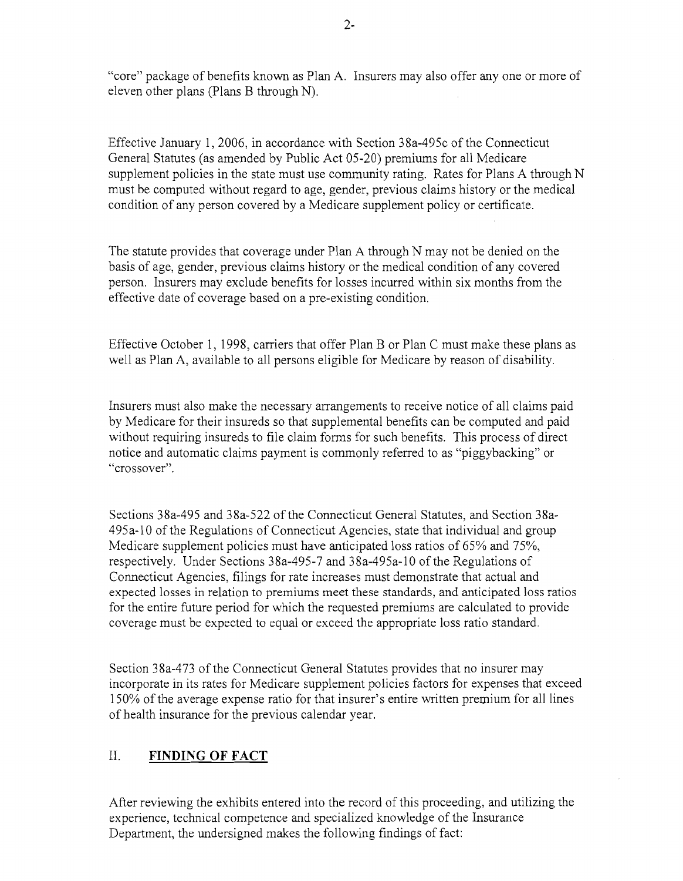"core" package of benefits known as Plan A. Insurers may also offer any one or more of eleven other plans (Plans B through N).

Effective January 1, 2006, in accordance with Section 38a-495c of the Connecticut General Statutes (as amended by Public Act 05-20) premiums for all Medicare supplement policies in the state must use community rating. Rates for Plans A through N must be computed without regard to age, gender, previous claims history or the medical condition of any person covered by a Medicare supplement policy or certificate.

The statute provides that coverage under Plan A through N may not be denied on the basis of age, gender, previous claims history or the medical condition of any covered person. Insurers may exclude benefits for losses incurred within six months from the effective date of coverage based on a pre-existing condition.

Effective October 1, 1998, carriers that offer Plan B or Plan C must make these plans as well as Plan A, available to all persons eligible for Medicare by reason of disability.

Insurers must also make the necessary arrangements to receive notice of all claims paid by Medicare for their insureds so that supplemental benefits can be computed and paid without requiring insureds to file claim forms for such benefits. This process of direct notice and automatic claims payment is commonly referred to as "piggybacking" or "crossover".

Sections 38a-495 and 38a-522 of the Connecticut General Statutes, and Section 38a-495a-10 of the Regulations of Connecticut Agencies, state that individual and group Medicare supplement policies must have anticipated loss ratios of 65% and 75%, respectively. Under Sections 38a-495-7 and 38a-495a-10 of the Regulations of Connecticut Agencies, filings for rate increases must demonstrate that actual and expected losses in relation to premiums meet these standards, and anticipated loss ratios for the entire future period for which the requested premiums are calculated to provide coverage must be expected to equal or exceed the appropriate loss ratio standard.

Section 38a-473 of the Connecticut General Statutes provides that no insurer may incorporate in its rates for Medicare supplement policies factors for expenses that exceed 150% of the average expense ratio for that insurer's entire written premium for all lines of health insurance for the previous calendar year.

## II. FINDING OF FACT

After reviewing the exhibits entered into the record of this proceeding, and utilizing the experience, technical competence and specialized knowledge of the Insurance Department, the undersigned makes the following findings of fact: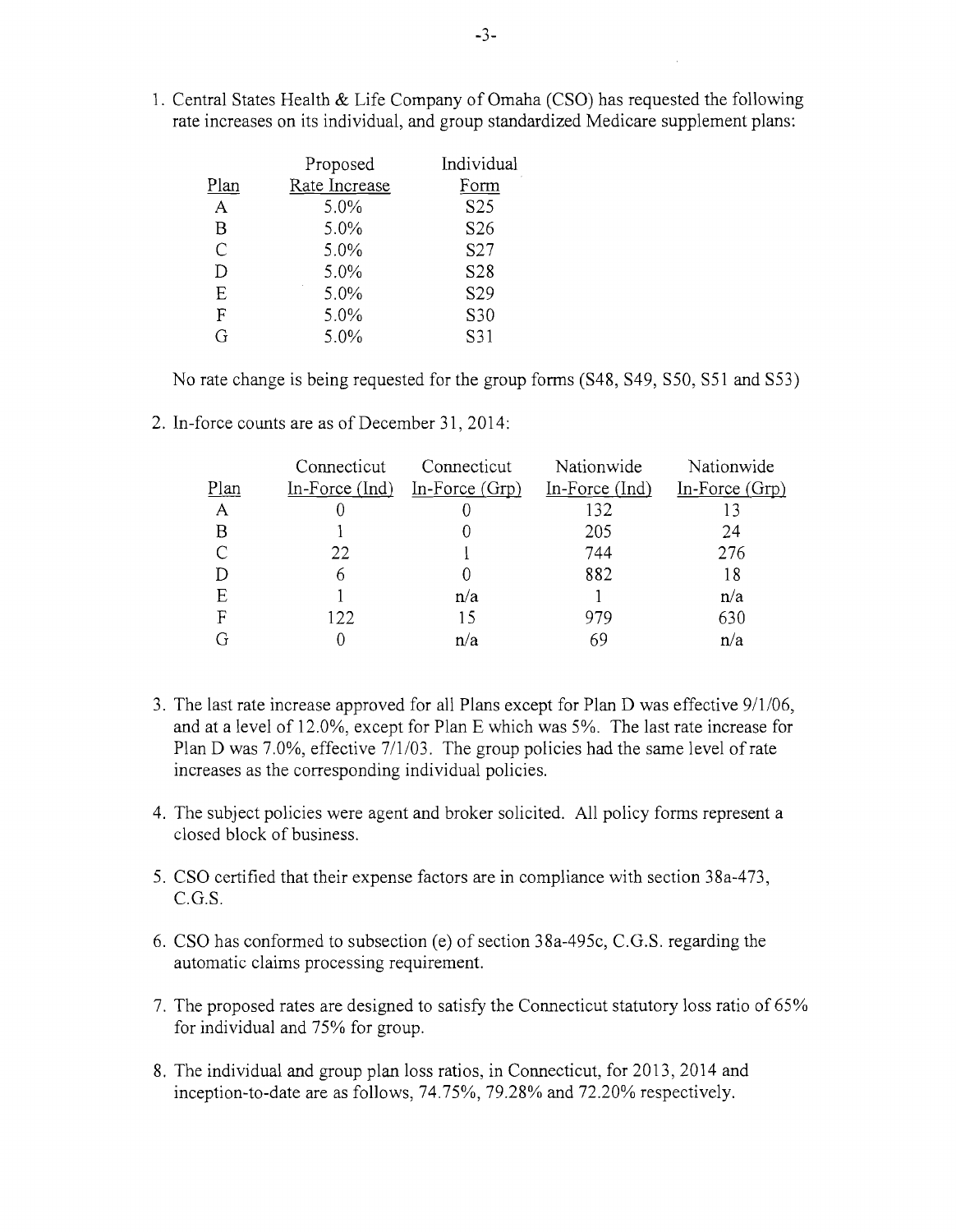1. Central States Health & Life Company of Omaha (CSO) has requested the following rate increases on its individual, and group standardized Medicare supplement plans:

| Plan | Proposed Rate Increase | Individual Form |
|---|---|---|
| A | 5.0% | S25 |
| B | 5.0% | S26 |
| C | 5.0% | S27 |
| D | 5.0% | S28 |
| E | 5.0% | S29 |
| F | 5.0% | S30 |
| G | 5.0% | S31 |

   No rate change is being requested for the group forms (S48, S49, S50, S51 and S53)

2. In-force counts are as of December 31, 2014:

| Plan | Connecticut In-Force (Ind) | Connecticut In-Force (Grp) | Nationwide In-Force (Ind) | Nationwide In-Force (Grp) |
|---|---|---|---|---|
| A | 0 | 0 | 132 | 13 |
| B | 1 | 0 | 205 | 24 |
| C | 22 | 1 | 744 | 276 |
| D | 6 | 0 | 882 | 18 |
| E | 1 | n/a | 1 | n/a |
| F | 122 | 15 | 979 | 630 |
| G | 0 | n/a | 69 | n/a |

3. The last rate increase approved for all Plans except for Plan D was effective 9/1/06, and at a level of 12.0%, except for Plan E which was 5%. The last rate increase for Plan D was 7.0%, effective 7/1/03. The group policies had the same level of rate increases as the corresponding individual policies.

4. The subject policies were agent and broker solicited. All policy forms represent a closed block of business.

5. CSO certified that their expense factors are in compliance with section 38a-473, C.G.S.

6. CSO has conformed to subsection (e) of section 38a-495c, C.G.S. regarding the automatic claims processing requirement.

7. The proposed rates are designed to satisfy the Connecticut statutory loss ratio of 65% for individual and 75% for group.

8. The individual and group plan loss ratios, in Connecticut, for 2013, 2014 and inception-to-date are as follows, 74.75%, 79.28% and 72.20% respectively.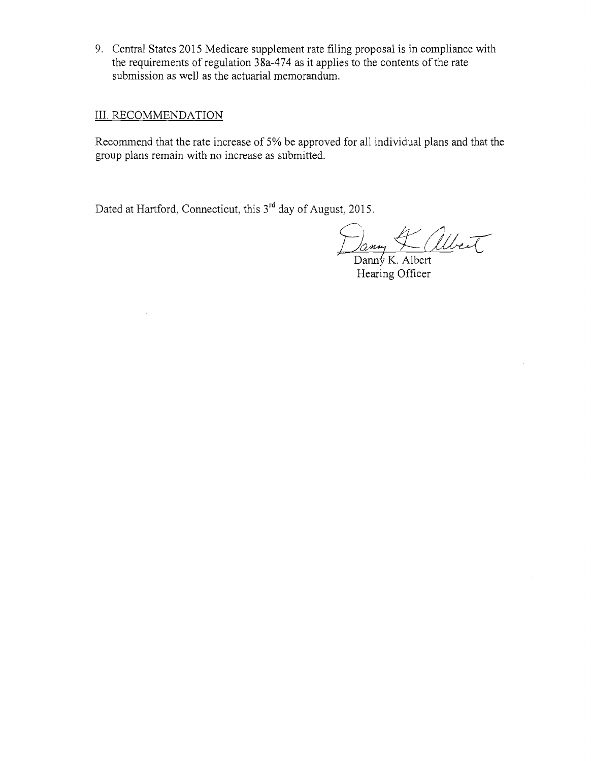9. Central States 2015 Medicare supplement rate filing proposal is in compliance with the requirements of regulation 38a-474 as it applies to the contents of the rate submission as well as the actuarial memorandum.

## III. RECOMMENDATION

Recommend that the rate increase of 5% be approved for all individual plans and that the group plans remain with no increase as submitted.

Dated at Hartford, Connecticut, this 3rd day of August, 2015.

Danny K. Albert
Hearing Officer